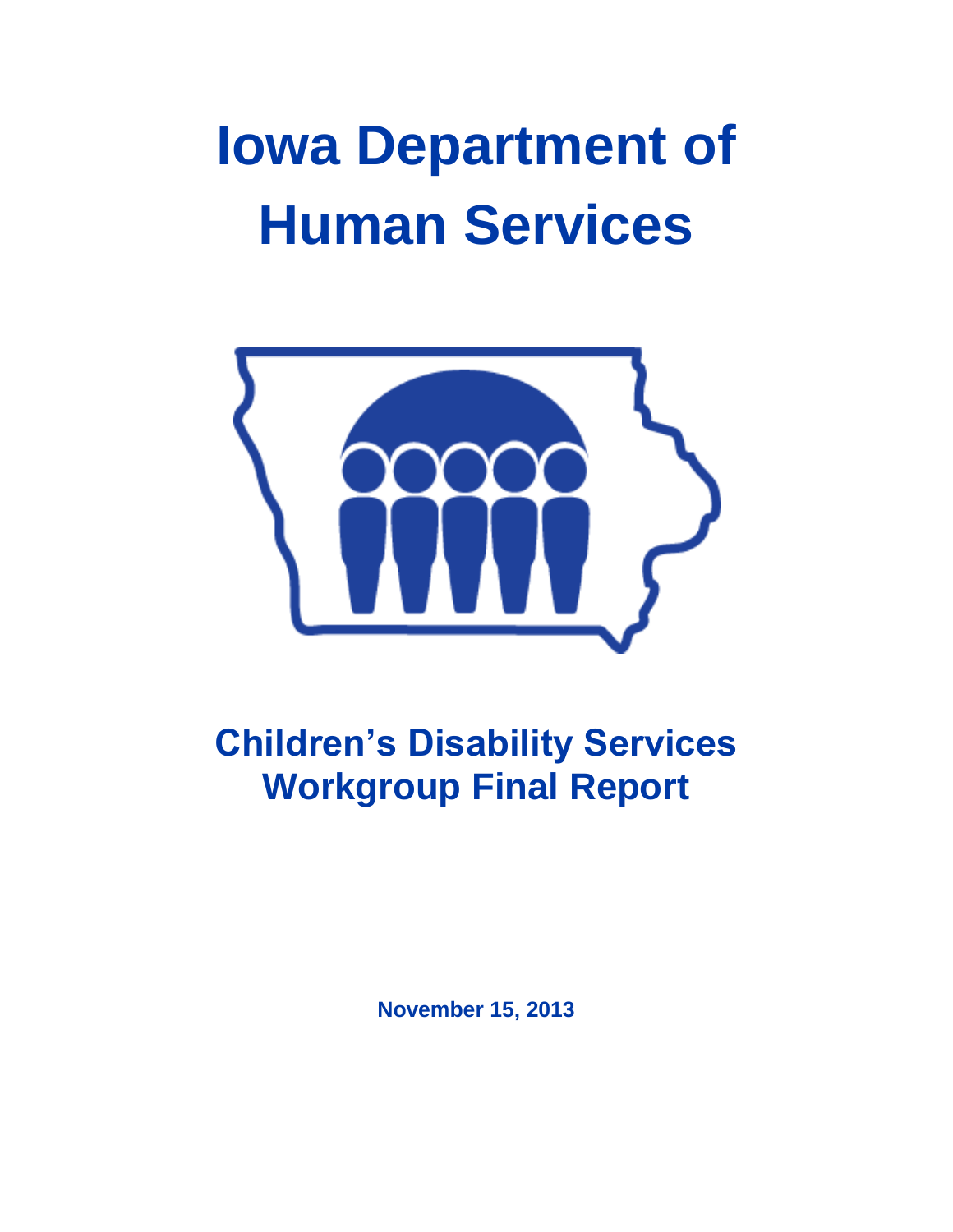# Iowa Department of Human Services

## Children's Disability Services Workgroup Final Report

**November 15, 2013**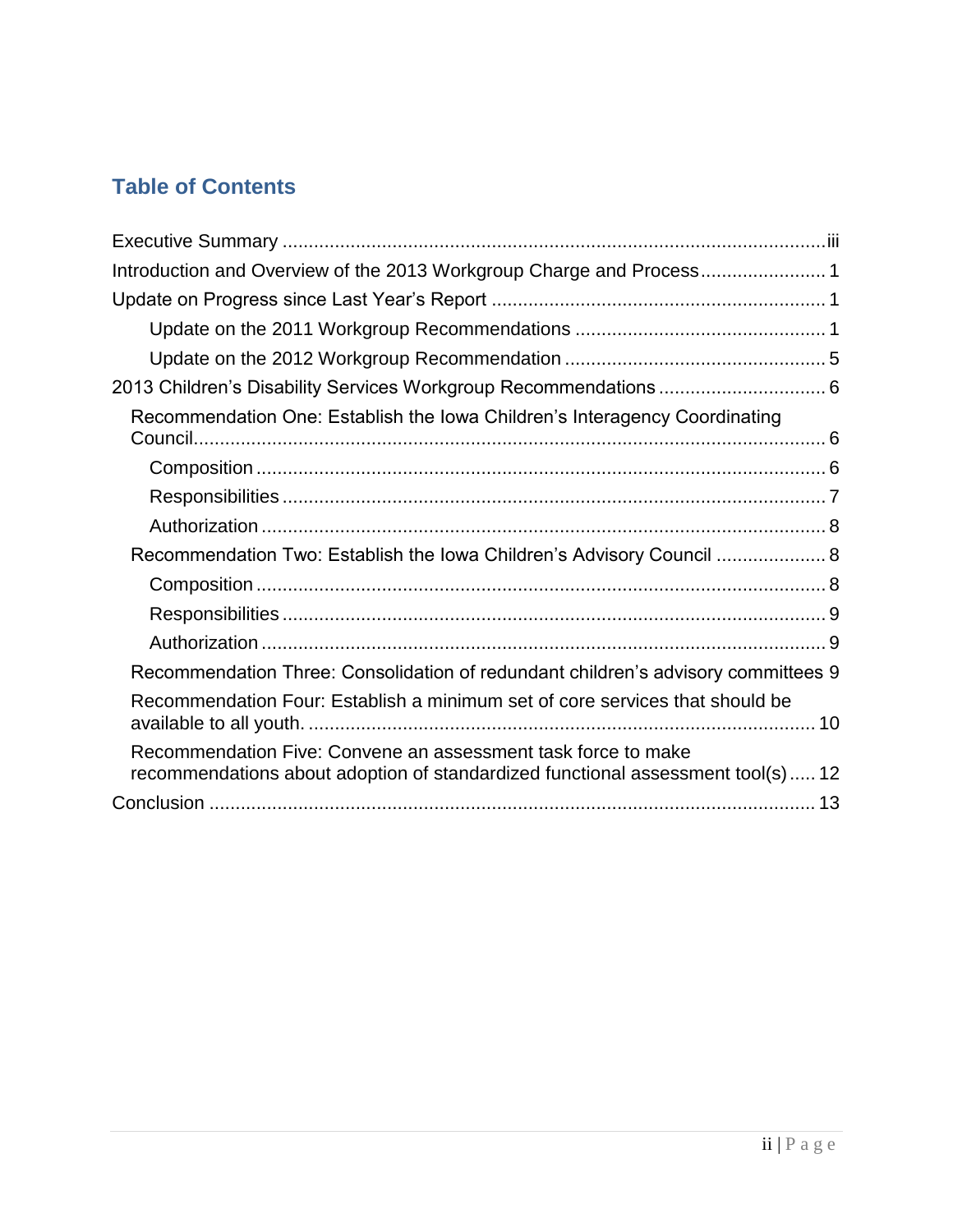## Table of Contents

Executive Summary ..... iii

Introduction and Overview of the 2013 Workgroup Charge and Process ..... 1

Update on Progress since Last Year's Report ..... 1

- Update on the 2011 Workgroup Recommendations ..... 1
- Update on the 2012 Workgroup Recommendation ..... 5

2013 Children's Disability Services Workgroup Recommendations ..... 6

- Recommendation One: Establish the Iowa Children's Interagency Coordinating Council ..... 6
  - Composition ..... 6
  - Responsibilities ..... 7
  - Authorization ..... 8
- Recommendation Two: Establish the Iowa Children's Advisory Council ..... 8
  - Composition ..... 8
  - Responsibilities ..... 9
  - Authorization ..... 9
- Recommendation Three: Consolidation of redundant children's advisory committees 9
- Recommendation Four: Establish a minimum set of core services that should be available to all youth. ..... 10
- Recommendation Five: Convene an assessment task force to make recommendations about adoption of standardized functional assessment tool(s) ..... 12

Conclusion ..... 13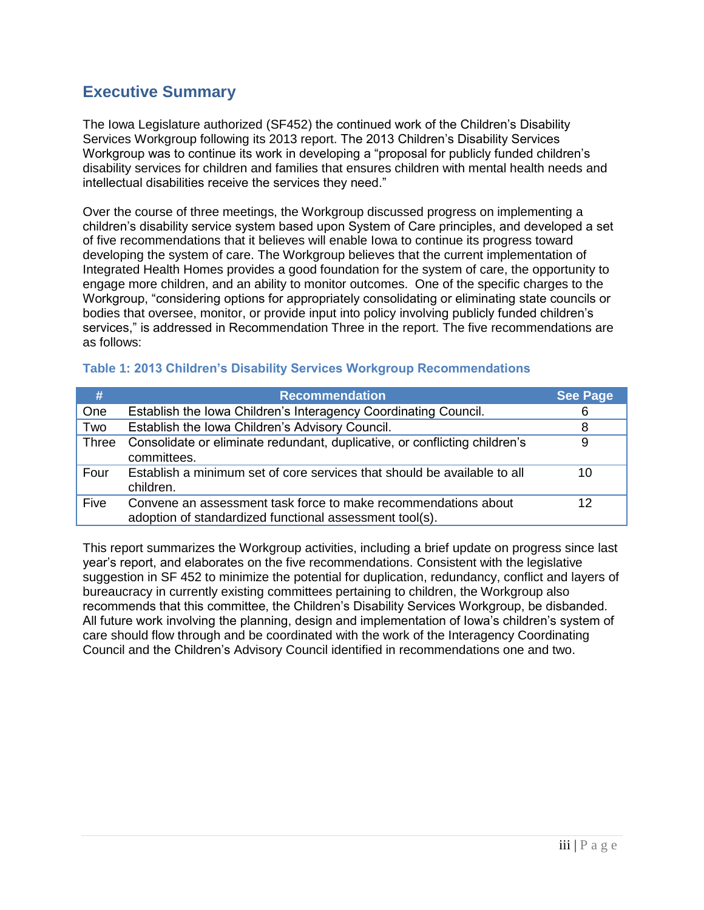## Executive Summary

The Iowa Legislature authorized (SF452) the continued work of the Children's Disability Services Workgroup following its 2013 report. The 2013 Children's Disability Services Workgroup was to continue its work in developing a "proposal for publicly funded children's disability services for children and families that ensures children with mental health needs and intellectual disabilities receive the services they need."

Over the course of three meetings, the Workgroup discussed progress on implementing a children's disability service system based upon System of Care principles, and developed a set of five recommendations that it believes will enable Iowa to continue its progress toward developing the system of care. The Workgroup believes that the current implementation of Integrated Health Homes provides a good foundation for the system of care, the opportunity to engage more children, and an ability to monitor outcomes. One of the specific charges to the Workgroup, "considering options for appropriately consolidating or eliminating state councils or bodies that oversee, monitor, or provide input into policy involving publicly funded children's services," is addressed in Recommendation Three in the report. The five recommendations are as follows:

**Table 1: 2013 Children's Disability Services Workgroup Recommendations**

| # | Recommendation | See Page |
|---|---|---|
| One | Establish the Iowa Children's Interagency Coordinating Council. | 6 |
| Two | Establish the Iowa Children's Advisory Council. | 8 |
| Three | Consolidate or eliminate redundant, duplicative, or conflicting children's committees. | 9 |
| Four | Establish a minimum set of core services that should be available to all children. | 10 |
| Five | Convene an assessment task force to make recommendations about adoption of standardized functional assessment tool(s). | 12 |

This report summarizes the Workgroup activities, including a brief update on progress since last year's report, and elaborates on the five recommendations. Consistent with the legislative suggestion in SF 452 to minimize the potential for duplication, redundancy, conflict and layers of bureaucracy in currently existing committees pertaining to children, the Workgroup also recommends that this committee, the Children's Disability Services Workgroup, be disbanded. All future work involving the planning, design and implementation of Iowa's children's system of care should flow through and be coordinated with the work of the Interagency Coordinating Council and the Children's Advisory Council identified in recommendations one and two.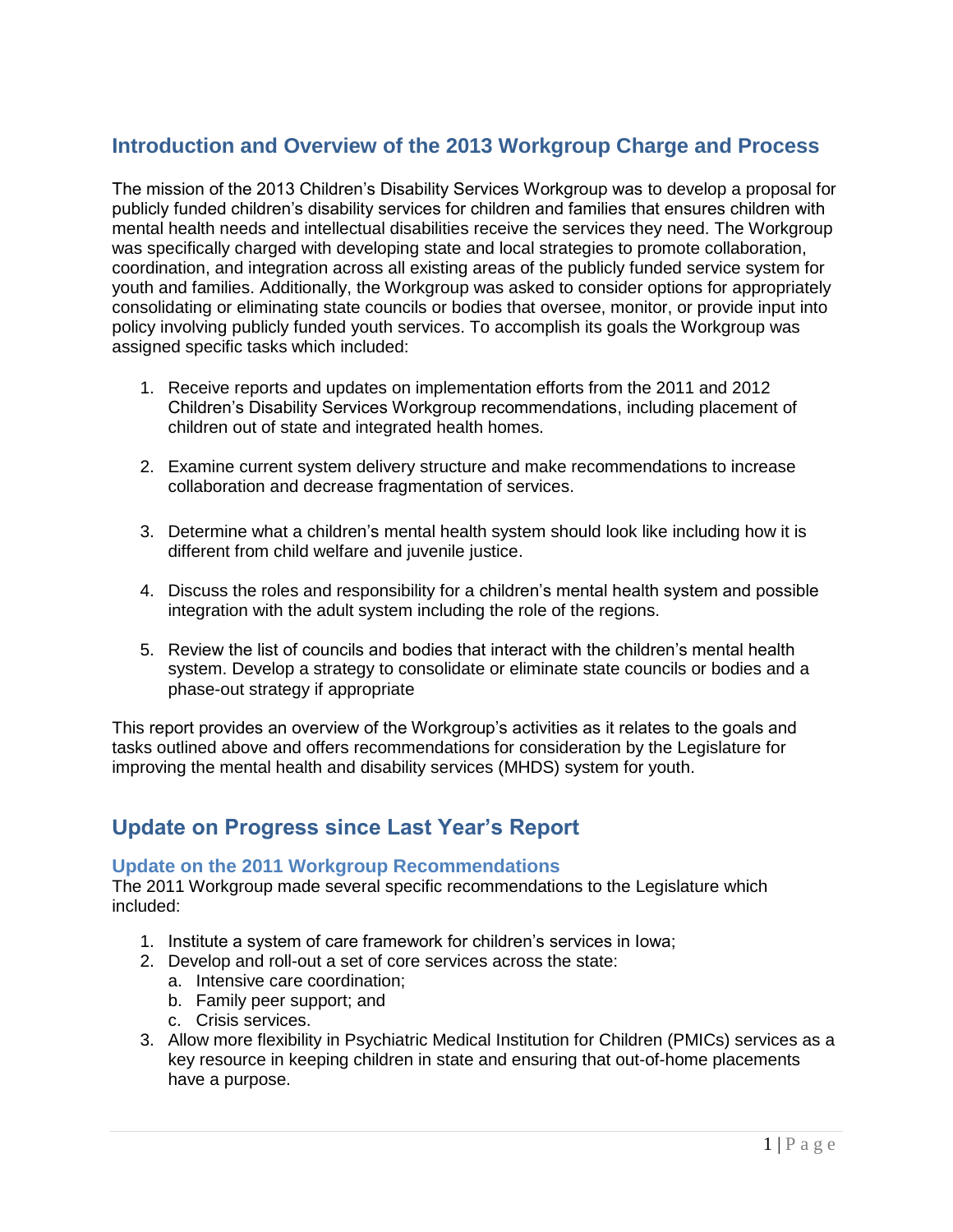## Introduction and Overview of the 2013 Workgroup Charge and Process

The mission of the 2013 Children's Disability Services Workgroup was to develop a proposal for publicly funded children's disability services for children and families that ensures children with mental health needs and intellectual disabilities receive the services they need. The Workgroup was specifically charged with developing state and local strategies to promote collaboration, coordination, and integration across all existing areas of the publicly funded service system for youth and families. Additionally, the Workgroup was asked to consider options for appropriately consolidating or eliminating state councils or bodies that oversee, monitor, or provide input into policy involving publicly funded youth services. To accomplish its goals the Workgroup was assigned specific tasks which included:

1. Receive reports and updates on implementation efforts from the 2011 and 2012 Children's Disability Services Workgroup recommendations, including placement of children out of state and integrated health homes.

2. Examine current system delivery structure and make recommendations to increase collaboration and decrease fragmentation of services.

3. Determine what a children's mental health system should look like including how it is different from child welfare and juvenile justice.

4. Discuss the roles and responsibility for a children's mental health system and possible integration with the adult system including the role of the regions.

5. Review the list of councils and bodies that interact with the children's mental health system. Develop a strategy to consolidate or eliminate state councils or bodies and a phase-out strategy if appropriate

This report provides an overview of the Workgroup's activities as it relates to the goals and tasks outlined above and offers recommendations for consideration by the Legislature for improving the mental health and disability services (MHDS) system for youth.

## Update on Progress since Last Year's Report

### Update on the 2011 Workgroup Recommendations

The 2011 Workgroup made several specific recommendations to the Legislature which included:

1. Institute a system of care framework for children's services in Iowa;
2. Develop and roll-out a set of core services across the state:
   a. Intensive care coordination;
   b. Family peer support; and
   c. Crisis services.
3. Allow more flexibility in Psychiatric Medical Institution for Children (PMICs) services as a key resource in keeping children in state and ensuring that out-of-home placements have a purpose.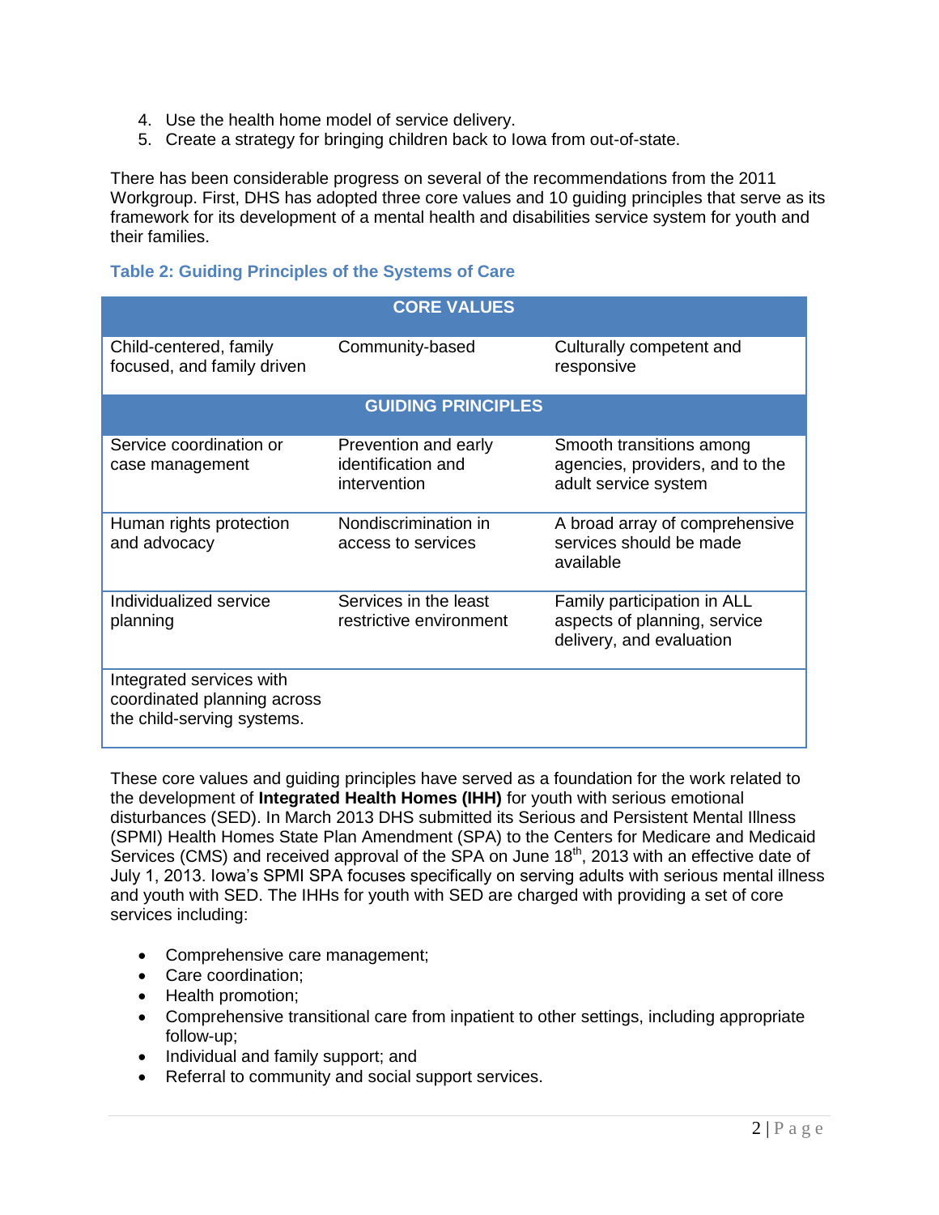4. Use the health home model of service delivery.
5. Create a strategy for bringing children back to Iowa from out-of-state.

There has been considerable progress on several of the recommendations from the 2011 Workgroup. First, DHS has adopted three core values and 10 guiding principles that serve as its framework for its development of a mental health and disabilities service system for youth and their families.

**Table 2: Guiding Principles of the Systems of Care**

| | | |
|---|---|---|
| **CORE VALUES** | | |
| Child-centered, family focused, and family driven | Community-based | Culturally competent and responsive |
| **GUIDING PRINCIPLES** | | |
| Service coordination or case management | Prevention and early identification and intervention | Smooth transitions among agencies, providers, and to the adult service system |
| Human rights protection and advocacy | Nondiscrimination in access to services | A broad array of comprehensive services should be made available |
| Individualized service planning | Services in the least restrictive environment | Family participation in ALL aspects of planning, service delivery, and evaluation |
| Integrated services with coordinated planning across the child-serving systems. | | |

These core values and guiding principles have served as a foundation for the work related to the development of **Integrated Health Homes (IHH)** for youth with serious emotional disturbances (SED). In March 2013 DHS submitted its Serious and Persistent Mental Illness (SPMI) Health Homes State Plan Amendment (SPA) to the Centers for Medicare and Medicaid Services (CMS) and received approval of the SPA on June 18th, 2013 with an effective date of July 1, 2013. Iowa's SPMI SPA focuses specifically on serving adults with serious mental illness and youth with SED. The IHHs for youth with SED are charged with providing a set of core services including:

- Comprehensive care management;
- Care coordination;
- Health promotion;
- Comprehensive transitional care from inpatient to other settings, including appropriate follow-up;
- Individual and family support; and
- Referral to community and social support services.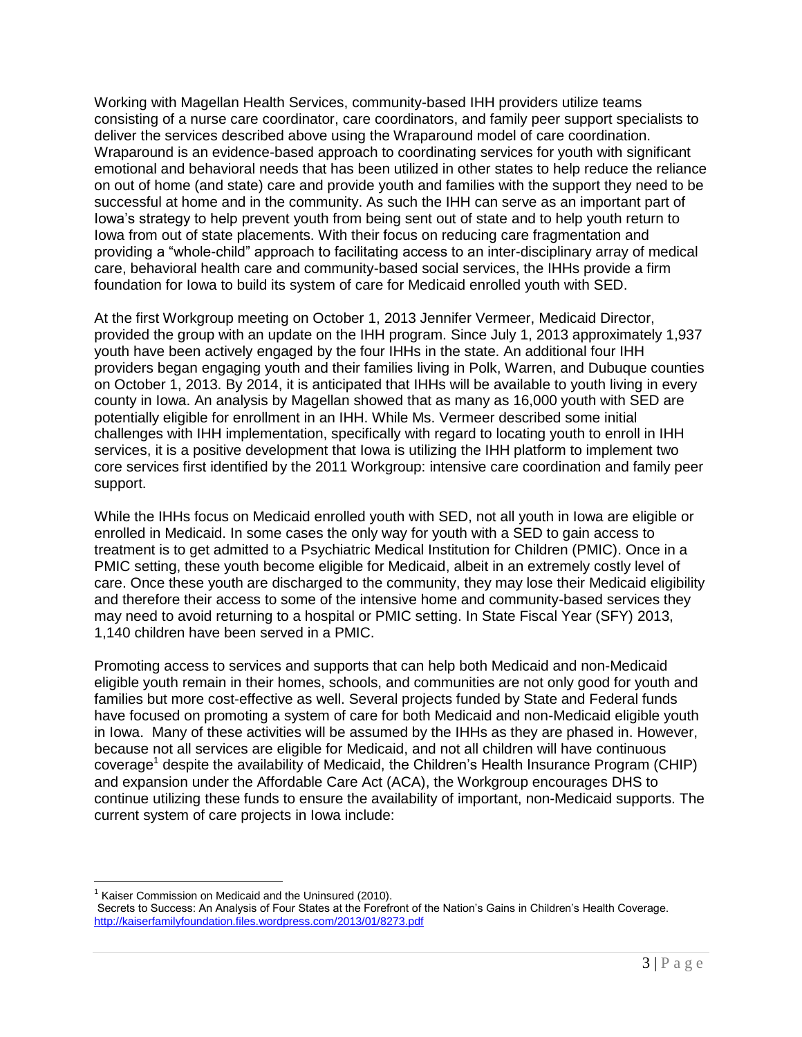Working with Magellan Health Services, community-based IHH providers utilize teams consisting of a nurse care coordinator, care coordinators, and family peer support specialists to deliver the services described above using the Wraparound model of care coordination. Wraparound is an evidence-based approach to coordinating services for youth with significant emotional and behavioral needs that has been utilized in other states to help reduce the reliance on out of home (and state) care and provide youth and families with the support they need to be successful at home and in the community. As such the IHH can serve as an important part of Iowa's strategy to help prevent youth from being sent out of state and to help youth return to Iowa from out of state placements. With their focus on reducing care fragmentation and providing a "whole-child" approach to facilitating access to an inter-disciplinary array of medical care, behavioral health care and community-based social services, the IHHs provide a firm foundation for Iowa to build its system of care for Medicaid enrolled youth with SED.

At the first Workgroup meeting on October 1, 2013 Jennifer Vermeer, Medicaid Director, provided the group with an update on the IHH program. Since July 1, 2013 approximately 1,937 youth have been actively engaged by the four IHHs in the state. An additional four IHH providers began engaging youth and their families living in Polk, Warren, and Dubuque counties on October 1, 2013. By 2014, it is anticipated that IHHs will be available to youth living in every county in Iowa. An analysis by Magellan showed that as many as 16,000 youth with SED are potentially eligible for enrollment in an IHH. While Ms. Vermeer described some initial challenges with IHH implementation, specifically with regard to locating youth to enroll in IHH services, it is a positive development that Iowa is utilizing the IHH platform to implement two core services first identified by the 2011 Workgroup: intensive care coordination and family peer support.

While the IHHs focus on Medicaid enrolled youth with SED, not all youth in Iowa are eligible or enrolled in Medicaid. In some cases the only way for youth with a SED to gain access to treatment is to get admitted to a Psychiatric Medical Institution for Children (PMIC). Once in a PMIC setting, these youth become eligible for Medicaid, albeit in an extremely costly level of care. Once these youth are discharged to the community, they may lose their Medicaid eligibility and therefore their access to some of the intensive home and community-based services they may need to avoid returning to a hospital or PMIC setting. In State Fiscal Year (SFY) 2013, 1,140 children have been served in a PMIC.

Promoting access to services and supports that can help both Medicaid and non-Medicaid eligible youth remain in their homes, schools, and communities are not only good for youth and families but more cost-effective as well. Several projects funded by State and Federal funds have focused on promoting a system of care for both Medicaid and non-Medicaid eligible youth in Iowa. Many of these activities will be assumed by the IHHs as they are phased in. However, because not all services are eligible for Medicaid, and not all children will have continuous coverage[1] despite the availability of Medicaid, the Children's Health Insurance Program (CHIP) and expansion under the Affordable Care Act (ACA), the Workgroup encourages DHS to continue utilizing these funds to ensure the availability of important, non-Medicaid supports. The current system of care projects in Iowa include:

[1] Kaiser Commission on Medicaid and the Uninsured (2010).
Secrets to Success: An Analysis of Four States at the Forefront of the Nation's Gains in Children's Health Coverage. http://kaiserfamilyfoundation.files.wordpress.com/2013/01/8273.pdf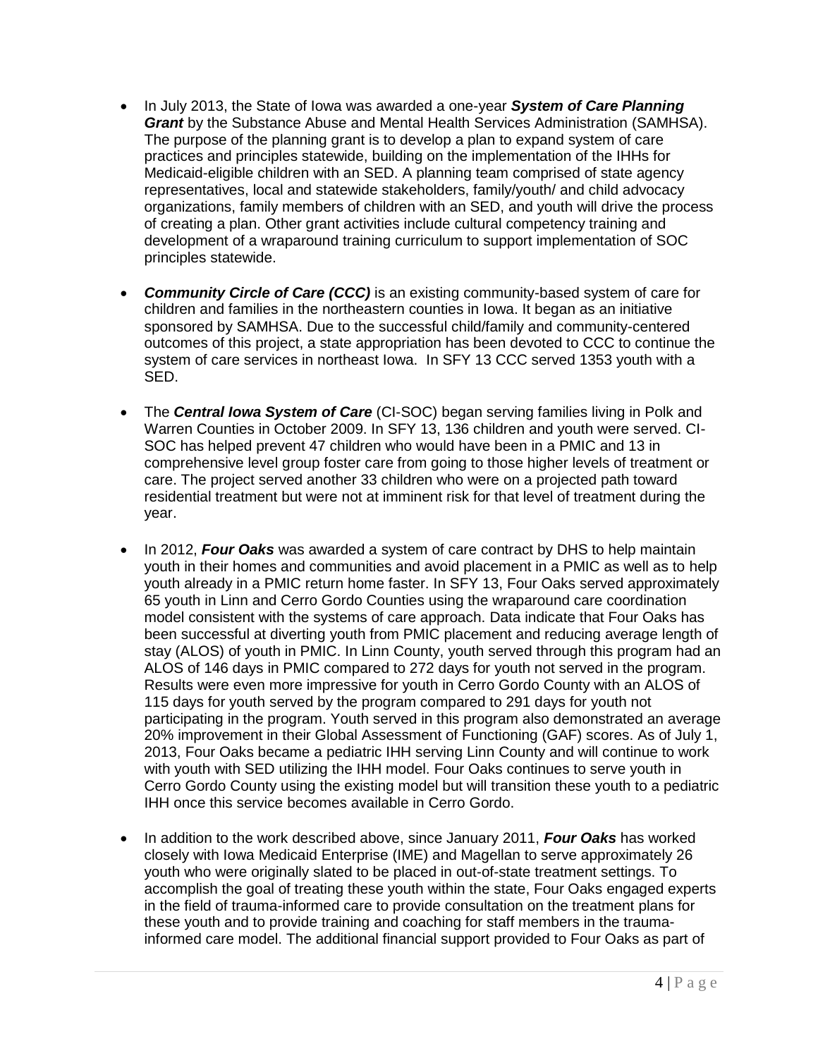- In July 2013, the State of Iowa was awarded a one-year ***System of Care Planning Grant*** by the Substance Abuse and Mental Health Services Administration (SAMHSA). The purpose of the planning grant is to develop a plan to expand system of care practices and principles statewide, building on the implementation of the IHHs for Medicaid-eligible children with an SED. A planning team comprised of state agency representatives, local and statewide stakeholders, family/youth/ and child advocacy organizations, family members of children with an SED, and youth will drive the process of creating a plan. Other grant activities include cultural competency training and development of a wraparound training curriculum to support implementation of SOC principles statewide.

- ***Community Circle of Care (CCC)*** is an existing community-based system of care for children and families in the northeastern counties in Iowa. It began as an initiative sponsored by SAMHSA. Due to the successful child/family and community-centered outcomes of this project, a state appropriation has been devoted to CCC to continue the system of care services in northeast Iowa. In SFY 13 CCC served 1353 youth with a SED.

- The ***Central Iowa System of Care*** (CI-SOC) began serving families living in Polk and Warren Counties in October 2009. In SFY 13, 136 children and youth were served. CI-SOC has helped prevent 47 children who would have been in a PMIC and 13 in comprehensive level group foster care from going to those higher levels of treatment or care. The project served another 33 children who were on a projected path toward residential treatment but were not at imminent risk for that level of treatment during the year.

- In 2012, ***Four Oaks*** was awarded a system of care contract by DHS to help maintain youth in their homes and communities and avoid placement in a PMIC as well as to help youth already in a PMIC return home faster. In SFY 13, Four Oaks served approximately 65 youth in Linn and Cerro Gordo Counties using the wraparound care coordination model consistent with the systems of care approach. Data indicate that Four Oaks has been successful at diverting youth from PMIC placement and reducing average length of stay (ALOS) of youth in PMIC. In Linn County, youth served through this program had an ALOS of 146 days in PMIC compared to 272 days for youth not served in the program. Results were even more impressive for youth in Cerro Gordo County with an ALOS of 115 days for youth served by the program compared to 291 days for youth not participating in the program. Youth served in this program also demonstrated an average 20% improvement in their Global Assessment of Functioning (GAF) scores. As of July 1, 2013, Four Oaks became a pediatric IHH serving Linn County and will continue to work with youth with SED utilizing the IHH model. Four Oaks continues to serve youth in Cerro Gordo County using the existing model but will transition these youth to a pediatric IHH once this service becomes available in Cerro Gordo.

- In addition to the work described above, since January 2011, ***Four Oaks*** has worked closely with Iowa Medicaid Enterprise (IME) and Magellan to serve approximately 26 youth who were originally slated to be placed in out-of-state treatment settings. To accomplish the goal of treating these youth within the state, Four Oaks engaged experts in the field of trauma-informed care to provide consultation on the treatment plans for these youth and to provide training and coaching for staff members in the trauma-informed care model. The additional financial support provided to Four Oaks as part of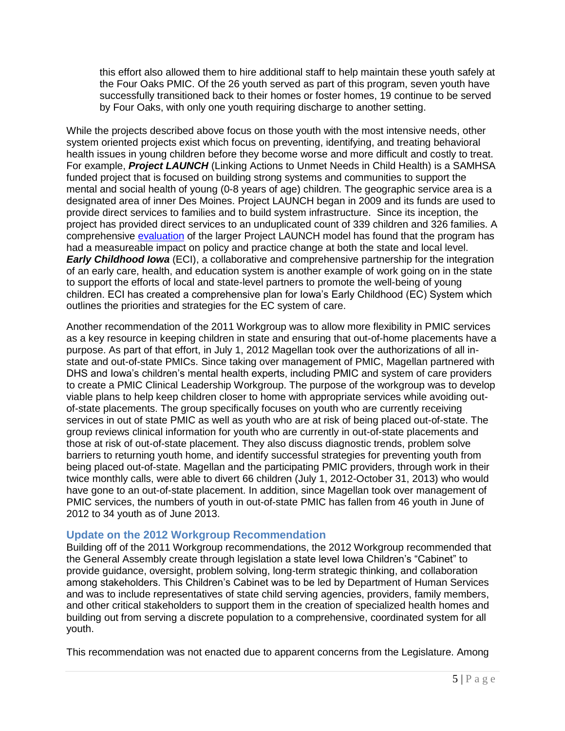this effort also allowed them to hire additional staff to help maintain these youth safely at the Four Oaks PMIC. Of the 26 youth served as part of this program, seven youth have successfully transitioned back to their homes or foster homes, 19 continue to be served by Four Oaks, with only one youth requiring discharge to another setting.

While the projects described above focus on those youth with the most intensive needs, other system oriented projects exist which focus on preventing, identifying, and treating behavioral health issues in young children before they become worse and more difficult and costly to treat. For example, ***Project LAUNCH*** (Linking Actions to Unmet Needs in Child Health) is a SAMHSA funded project that is focused on building strong systems and communities to support the mental and social health of young (0-8 years of age) children. The geographic service area is a designated area of inner Des Moines. Project LAUNCH began in 2009 and its funds are used to provide direct services to families and to build system infrastructure. Since its inception, the project has provided direct services to an unduplicated count of 339 children and 326 families. A comprehensive evaluation of the larger Project LAUNCH model has found that the program has had a measureable impact on policy and practice change at both the state and local level. ***Early Childhood Iowa*** (ECI), a collaborative and comprehensive partnership for the integration of an early care, health, and education system is another example of work going on in the state to support the efforts of local and state-level partners to promote the well-being of young children. ECI has created a comprehensive plan for Iowa's Early Childhood (EC) System which outlines the priorities and strategies for the EC system of care.

Another recommendation of the 2011 Workgroup was to allow more flexibility in PMIC services as a key resource in keeping children in state and ensuring that out-of-home placements have a purpose. As part of that effort, in July 1, 2012 Magellan took over the authorizations of all in-state and out-of-state PMICs. Since taking over management of PMIC, Magellan partnered with DHS and Iowa's children's mental health experts, including PMIC and system of care providers to create a PMIC Clinical Leadership Workgroup. The purpose of the workgroup was to develop viable plans to help keep children closer to home with appropriate services while avoiding out-of-state placements. The group specifically focuses on youth who are currently receiving services in out of state PMIC as well as youth who are at risk of being placed out-of-state. The group reviews clinical information for youth who are currently in out-of-state placements and those at risk of out-of-state placement. They also discuss diagnostic trends, problem solve barriers to returning youth home, and identify successful strategies for preventing youth from being placed out-of-state. Magellan and the participating PMIC providers, through work in their twice monthly calls, were able to divert 66 children (July 1, 2012-October 31, 2013) who would have gone to an out-of-state placement. In addition, since Magellan took over management of PMIC services, the numbers of youth in out-of-state PMIC has fallen from 46 youth in June of 2012 to 34 youth as of June 2013.

### Update on the 2012 Workgroup Recommendation

Building off of the 2011 Workgroup recommendations, the 2012 Workgroup recommended that the General Assembly create through legislation a state level Iowa Children's "Cabinet" to provide guidance, oversight, problem solving, long-term strategic thinking, and collaboration among stakeholders. This Children's Cabinet was to be led by Department of Human Services and was to include representatives of state child serving agencies, providers, family members, and other critical stakeholders to support them in the creation of specialized health homes and building out from serving a discrete population to a comprehensive, coordinated system for all youth.

This recommendation was not enacted due to apparent concerns from the Legislature. Among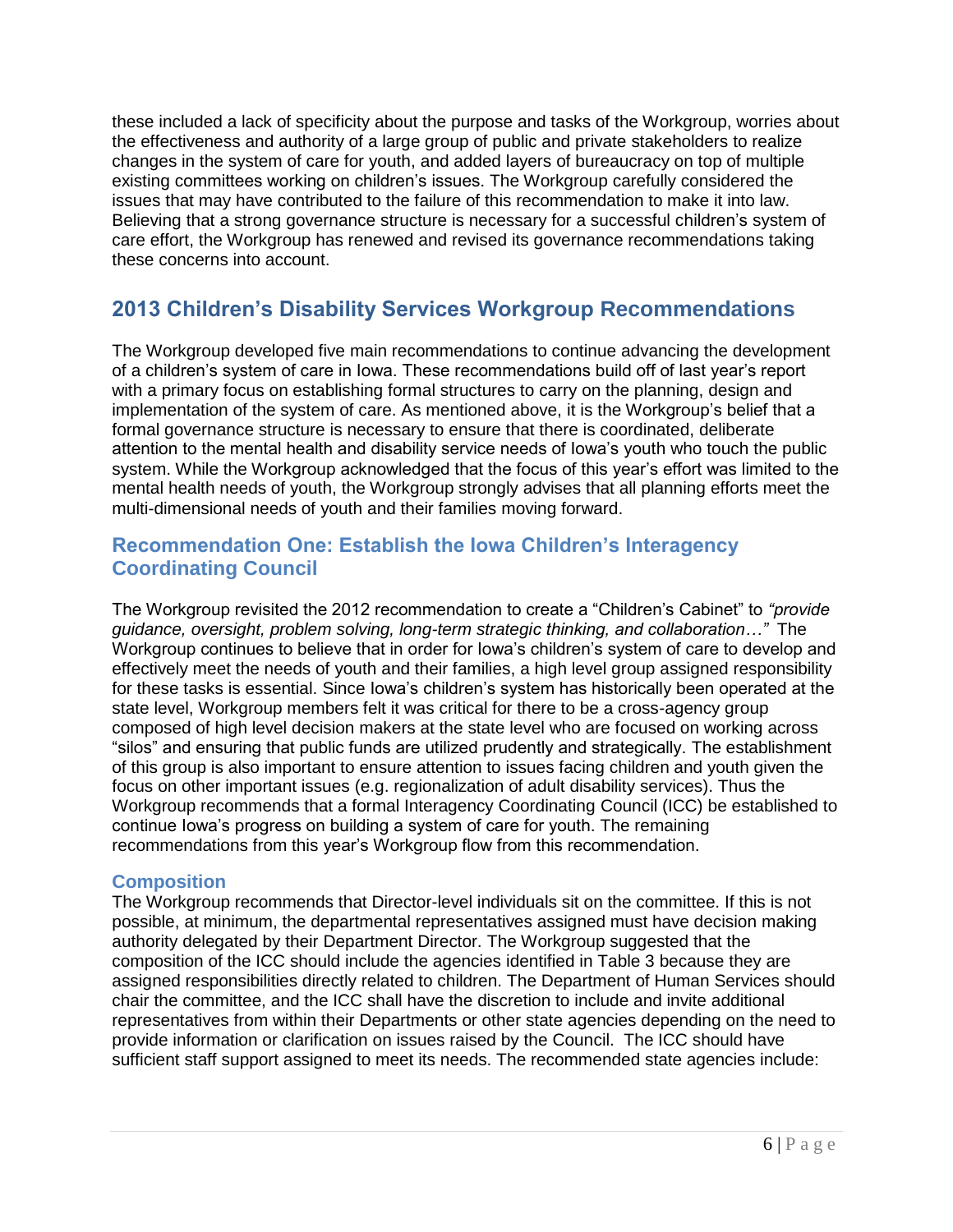these included a lack of specificity about the purpose and tasks of the Workgroup, worries about the effectiveness and authority of a large group of public and private stakeholders to realize changes in the system of care for youth, and added layers of bureaucracy on top of multiple existing committees working on children's issues. The Workgroup carefully considered the issues that may have contributed to the failure of this recommendation to make it into law. Believing that a strong governance structure is necessary for a successful children's system of care effort, the Workgroup has renewed and revised its governance recommendations taking these concerns into account.

## 2013 Children's Disability Services Workgroup Recommendations

The Workgroup developed five main recommendations to continue advancing the development of a children's system of care in Iowa. These recommendations build off of last year's report with a primary focus on establishing formal structures to carry on the planning, design and implementation of the system of care. As mentioned above, it is the Workgroup's belief that a formal governance structure is necessary to ensure that there is coordinated, deliberate attention to the mental health and disability service needs of Iowa's youth who touch the public system. While the Workgroup acknowledged that the focus of this year's effort was limited to the mental health needs of youth, the Workgroup strongly advises that all planning efforts meet the multi-dimensional needs of youth and their families moving forward.

### Recommendation One: Establish the Iowa Children's Interagency Coordinating Council

The Workgroup revisited the 2012 recommendation to create a "Children's Cabinet" to *"provide guidance, oversight, problem solving, long-term strategic thinking, and collaboration…"* The Workgroup continues to believe that in order for Iowa's children's system of care to develop and effectively meet the needs of youth and their families, a high level group assigned responsibility for these tasks is essential. Since Iowa's children's system has historically been operated at the state level, Workgroup members felt it was critical for there to be a cross-agency group composed of high level decision makers at the state level who are focused on working across "silos" and ensuring that public funds are utilized prudently and strategically. The establishment of this group is also important to ensure attention to issues facing children and youth given the focus on other important issues (e.g. regionalization of adult disability services). Thus the Workgroup recommends that a formal Interagency Coordinating Council (ICC) be established to continue Iowa's progress on building a system of care for youth. The remaining recommendations from this year's Workgroup flow from this recommendation.

#### Composition

The Workgroup recommends that Director-level individuals sit on the committee. If this is not possible, at minimum, the departmental representatives assigned must have decision making authority delegated by their Department Director. The Workgroup suggested that the composition of the ICC should include the agencies identified in Table 3 because they are assigned responsibilities directly related to children. The Department of Human Services should chair the committee, and the ICC shall have the discretion to include and invite additional representatives from within their Departments or other state agencies depending on the need to provide information or clarification on issues raised by the Council. The ICC should have sufficient staff support assigned to meet its needs. The recommended state agencies include: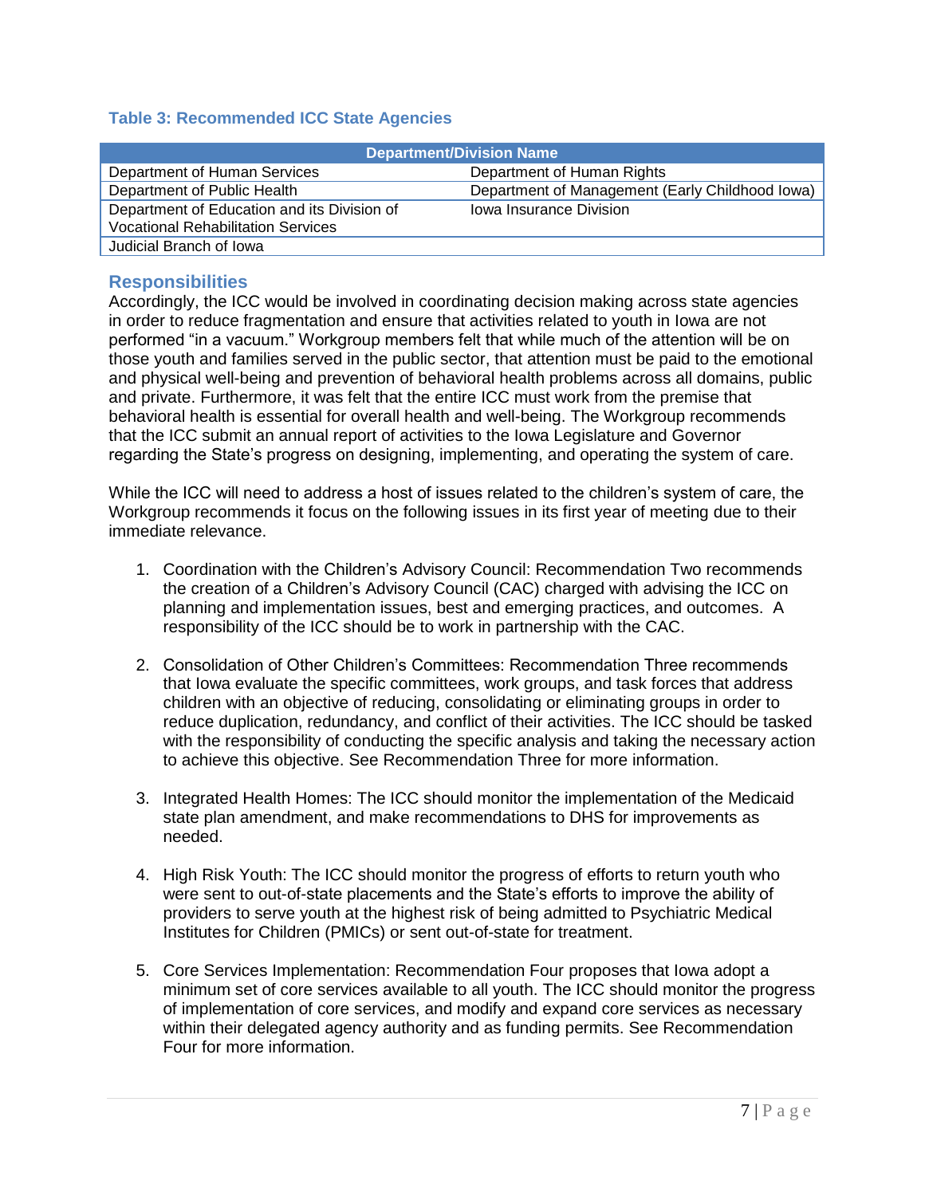### Table 3: Recommended ICC State Agencies

| Department/Division Name | |
|---|---|
| Department of Human Services | Department of Human Rights |
| Department of Public Health | Department of Management (Early Childhood Iowa) |
| Department of Education and its Division of Vocational Rehabilitation Services | Iowa Insurance Division |
| Judicial Branch of Iowa | |

## Responsibilities

Accordingly, the ICC would be involved in coordinating decision making across state agencies in order to reduce fragmentation and ensure that activities related to youth in Iowa are not performed "in a vacuum." Workgroup members felt that while much of the attention will be on those youth and families served in the public sector, that attention must be paid to the emotional and physical well-being and prevention of behavioral health problems across all domains, public and private. Furthermore, it was felt that the entire ICC must work from the premise that behavioral health is essential for overall health and well-being. The Workgroup recommends that the ICC submit an annual report of activities to the Iowa Legislature and Governor regarding the State's progress on designing, implementing, and operating the system of care.

While the ICC will need to address a host of issues related to the children's system of care, the Workgroup recommends it focus on the following issues in its first year of meeting due to their immediate relevance.

1. Coordination with the Children's Advisory Council: Recommendation Two recommends the creation of a Children's Advisory Council (CAC) charged with advising the ICC on planning and implementation issues, best and emerging practices, and outcomes. A responsibility of the ICC should be to work in partnership with the CAC.

2. Consolidation of Other Children's Committees: Recommendation Three recommends that Iowa evaluate the specific committees, work groups, and task forces that address children with an objective of reducing, consolidating or eliminating groups in order to reduce duplication, redundancy, and conflict of their activities. The ICC should be tasked with the responsibility of conducting the specific analysis and taking the necessary action to achieve this objective. See Recommendation Three for more information.

3. Integrated Health Homes: The ICC should monitor the implementation of the Medicaid state plan amendment, and make recommendations to DHS for improvements as needed.

4. High Risk Youth: The ICC should monitor the progress of efforts to return youth who were sent to out-of-state placements and the State's efforts to improve the ability of providers to serve youth at the highest risk of being admitted to Psychiatric Medical Institutes for Children (PMICs) or sent out-of-state for treatment.

5. Core Services Implementation: Recommendation Four proposes that Iowa adopt a minimum set of core services available to all youth. The ICC should monitor the progress of implementation of core services, and modify and expand core services as necessary within their delegated agency authority and as funding permits. See Recommendation Four for more information.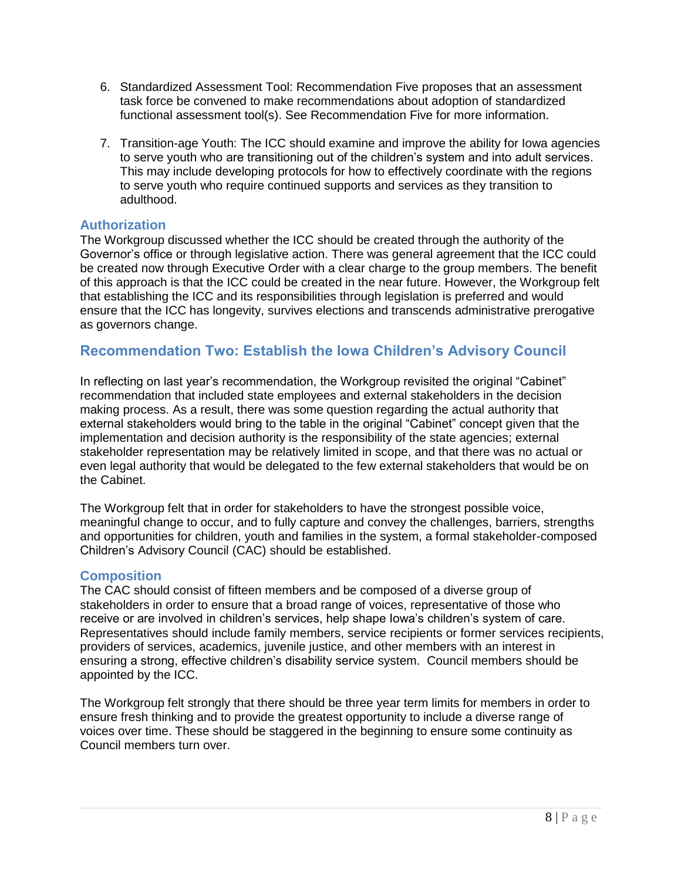6. Standardized Assessment Tool: Recommendation Five proposes that an assessment task force be convened to make recommendations about adoption of standardized functional assessment tool(s). See Recommendation Five for more information.

7. Transition-age Youth: The ICC should examine and improve the ability for Iowa agencies to serve youth who are transitioning out of the children's system and into adult services. This may include developing protocols for how to effectively coordinate with the regions to serve youth who require continued supports and services as they transition to adulthood.

### Authorization

The Workgroup discussed whether the ICC should be created through the authority of the Governor's office or through legislative action. There was general agreement that the ICC could be created now through Executive Order with a clear charge to the group members. The benefit of this approach is that the ICC could be created in the near future. However, the Workgroup felt that establishing the ICC and its responsibilities through legislation is preferred and would ensure that the ICC has longevity, survives elections and transcends administrative prerogative as governors change.

## Recommendation Two: Establish the Iowa Children's Advisory Council

In reflecting on last year's recommendation, the Workgroup revisited the original "Cabinet" recommendation that included state employees and external stakeholders in the decision making process. As a result, there was some question regarding the actual authority that external stakeholders would bring to the table in the original "Cabinet" concept given that the implementation and decision authority is the responsibility of the state agencies; external stakeholder representation may be relatively limited in scope, and that there was no actual or even legal authority that would be delegated to the few external stakeholders that would be on the Cabinet.

The Workgroup felt that in order for stakeholders to have the strongest possible voice, meaningful change to occur, and to fully capture and convey the challenges, barriers, strengths and opportunities for children, youth and families in the system, a formal stakeholder-composed Children's Advisory Council (CAC) should be established.

### Composition

The CAC should consist of fifteen members and be composed of a diverse group of stakeholders in order to ensure that a broad range of voices, representative of those who receive or are involved in children's services, help shape Iowa's children's system of care. Representatives should include family members, service recipients or former services recipients, providers of services, academics, juvenile justice, and other members with an interest in ensuring a strong, effective children's disability service system. Council members should be appointed by the ICC.

The Workgroup felt strongly that there should be three year term limits for members in order to ensure fresh thinking and to provide the greatest opportunity to include a diverse range of voices over time. These should be staggered in the beginning to ensure some continuity as Council members turn over.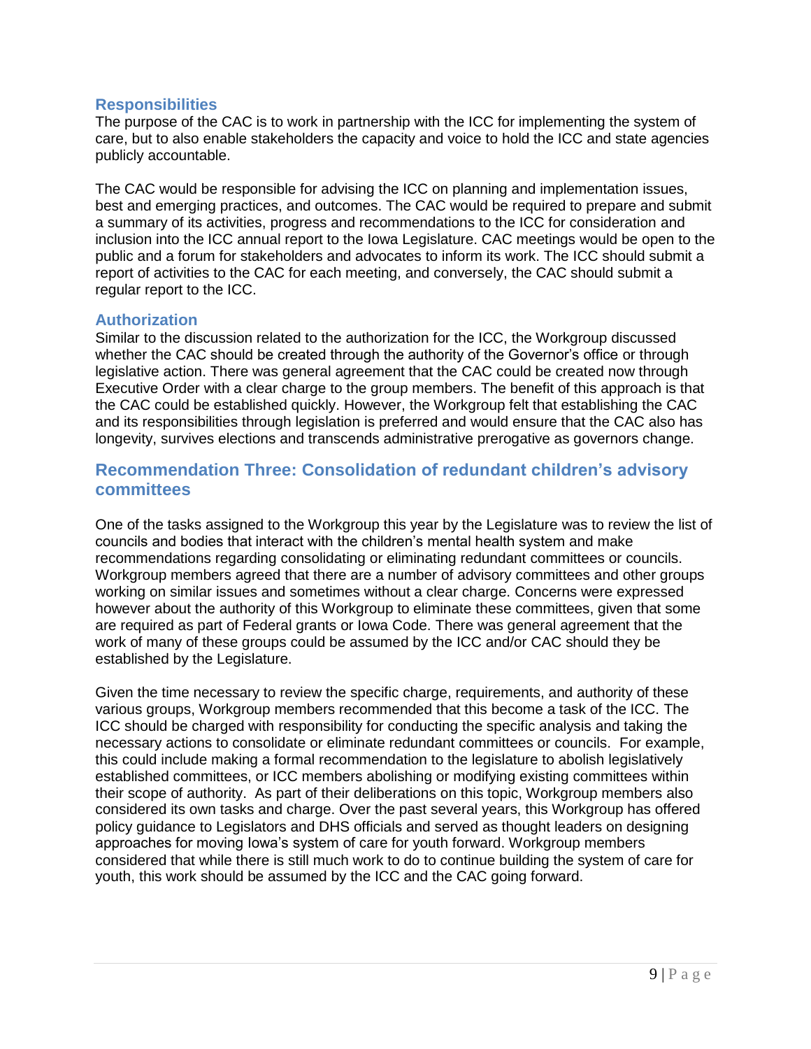### Responsibilities

The purpose of the CAC is to work in partnership with the ICC for implementing the system of care, but to also enable stakeholders the capacity and voice to hold the ICC and state agencies publicly accountable.

The CAC would be responsible for advising the ICC on planning and implementation issues, best and emerging practices, and outcomes. The CAC would be required to prepare and submit a summary of its activities, progress and recommendations to the ICC for consideration and inclusion into the ICC annual report to the Iowa Legislature. CAC meetings would be open to the public and a forum for stakeholders and advocates to inform its work. The ICC should submit a report of activities to the CAC for each meeting, and conversely, the CAC should submit a regular report to the ICC.

### Authorization

Similar to the discussion related to the authorization for the ICC, the Workgroup discussed whether the CAC should be created through the authority of the Governor's office or through legislative action. There was general agreement that the CAC could be created now through Executive Order with a clear charge to the group members. The benefit of this approach is that the CAC could be established quickly. However, the Workgroup felt that establishing the CAC and its responsibilities through legislation is preferred and would ensure that the CAC also has longevity, survives elections and transcends administrative prerogative as governors change.

## Recommendation Three: Consolidation of redundant children's advisory committees

One of the tasks assigned to the Workgroup this year by the Legislature was to review the list of councils and bodies that interact with the children's mental health system and make recommendations regarding consolidating or eliminating redundant committees or councils. Workgroup members agreed that there are a number of advisory committees and other groups working on similar issues and sometimes without a clear charge. Concerns were expressed however about the authority of this Workgroup to eliminate these committees, given that some are required as part of Federal grants or Iowa Code. There was general agreement that the work of many of these groups could be assumed by the ICC and/or CAC should they be established by the Legislature.

Given the time necessary to review the specific charge, requirements, and authority of these various groups, Workgroup members recommended that this become a task of the ICC. The ICC should be charged with responsibility for conducting the specific analysis and taking the necessary actions to consolidate or eliminate redundant committees or councils. For example, this could include making a formal recommendation to the legislature to abolish legislatively established committees, or ICC members abolishing or modifying existing committees within their scope of authority. As part of their deliberations on this topic, Workgroup members also considered its own tasks and charge. Over the past several years, this Workgroup has offered policy guidance to Legislators and DHS officials and served as thought leaders on designing approaches for moving Iowa's system of care for youth forward. Workgroup members considered that while there is still much work to do to continue building the system of care for youth, this work should be assumed by the ICC and the CAC going forward.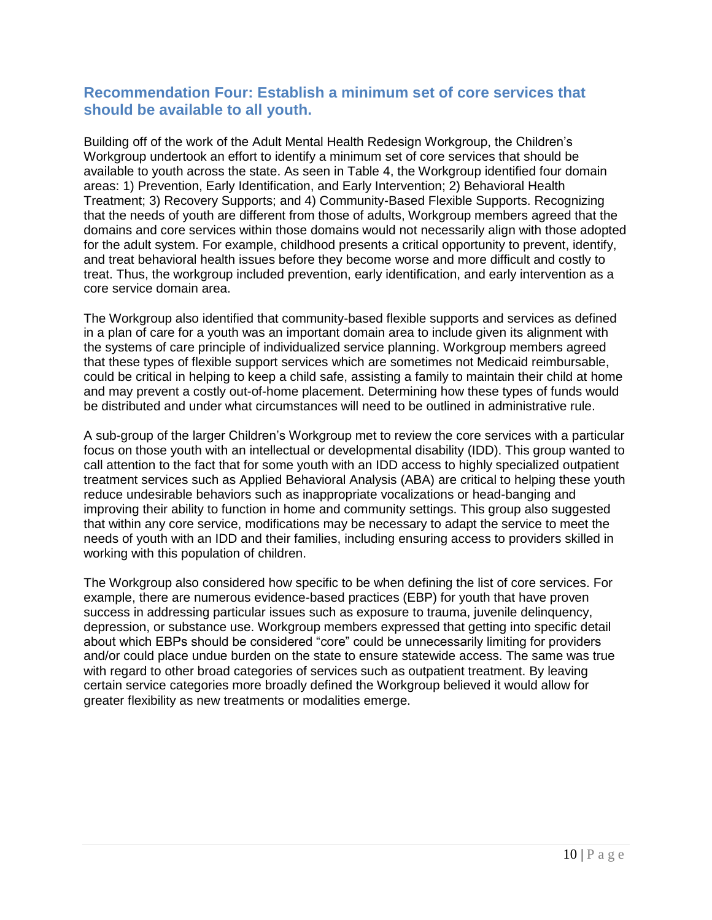## Recommendation Four: Establish a minimum set of core services that should be available to all youth.

Building off of the work of the Adult Mental Health Redesign Workgroup, the Children's Workgroup undertook an effort to identify a minimum set of core services that should be available to youth across the state. As seen in Table 4, the Workgroup identified four domain areas: 1) Prevention, Early Identification, and Early Intervention; 2) Behavioral Health Treatment; 3) Recovery Supports; and 4) Community-Based Flexible Supports. Recognizing that the needs of youth are different from those of adults, Workgroup members agreed that the domains and core services within those domains would not necessarily align with those adopted for the adult system. For example, childhood presents a critical opportunity to prevent, identify, and treat behavioral health issues before they become worse and more difficult and costly to treat. Thus, the workgroup included prevention, early identification, and early intervention as a core service domain area.

The Workgroup also identified that community-based flexible supports and services as defined in a plan of care for a youth was an important domain area to include given its alignment with the systems of care principle of individualized service planning. Workgroup members agreed that these types of flexible support services which are sometimes not Medicaid reimbursable, could be critical in helping to keep a child safe, assisting a family to maintain their child at home and may prevent a costly out-of-home placement. Determining how these types of funds would be distributed and under what circumstances will need to be outlined in administrative rule.

A sub-group of the larger Children's Workgroup met to review the core services with a particular focus on those youth with an intellectual or developmental disability (IDD). This group wanted to call attention to the fact that for some youth with an IDD access to highly specialized outpatient treatment services such as Applied Behavioral Analysis (ABA) are critical to helping these youth reduce undesirable behaviors such as inappropriate vocalizations or head-banging and improving their ability to function in home and community settings. This group also suggested that within any core service, modifications may be necessary to adapt the service to meet the needs of youth with an IDD and their families, including ensuring access to providers skilled in working with this population of children.

The Workgroup also considered how specific to be when defining the list of core services. For example, there are numerous evidence-based practices (EBP) for youth that have proven success in addressing particular issues such as exposure to trauma, juvenile delinquency, depression, or substance use. Workgroup members expressed that getting into specific detail about which EBPs should be considered "core" could be unnecessarily limiting for providers and/or could place undue burden on the state to ensure statewide access. The same was true with regard to other broad categories of services such as outpatient treatment. By leaving certain service categories more broadly defined the Workgroup believed it would allow for greater flexibility as new treatments or modalities emerge.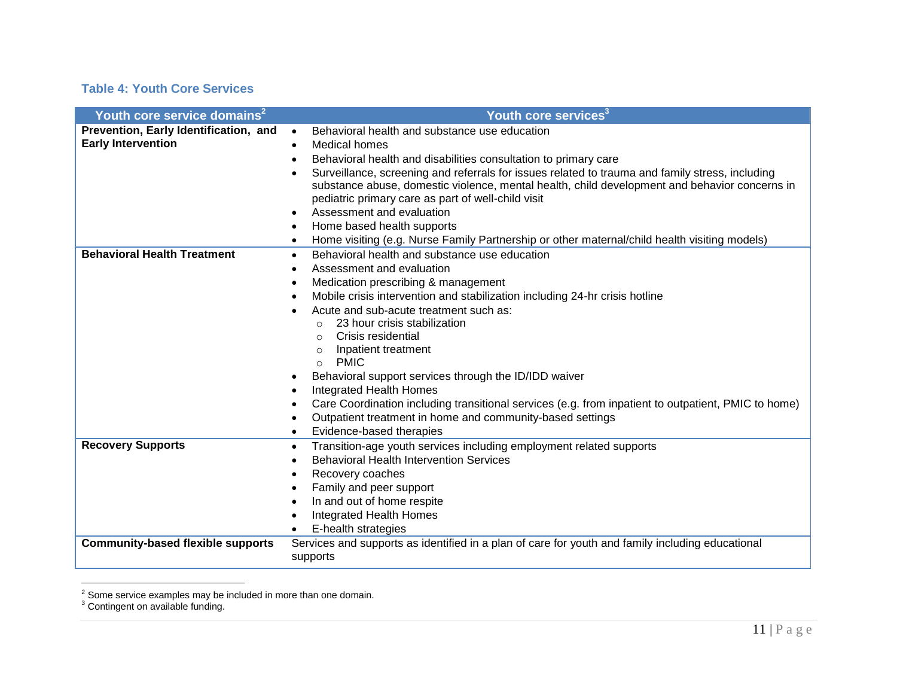### Table 4: Youth Core Services

| Youth core service domains[2] | Youth core services[3] |
|---|---|
| **Prevention, Early Identification, and Early Intervention** | • Behavioral health and substance use education<br>• Medical homes<br>• Behavioral health and disabilities consultation to primary care<br>• Surveillance, screening and referrals for issues related to trauma and family stress, including substance abuse, domestic violence, mental health, child development and behavior concerns in pediatric primary care as part of well-child visit<br>• Assessment and evaluation<br>• Home based health supports<br>• Home visiting (e.g. Nurse Family Partnership or other maternal/child health visiting models) |
| **Behavioral Health Treatment** | • Behavioral health and substance use education<br>• Assessment and evaluation<br>• Medication prescribing & management<br>• Mobile crisis intervention and stabilization including 24-hr crisis hotline<br>• Acute and sub-acute treatment such as:<br>  ○ 23 hour crisis stabilization<br>  ○ Crisis residential<br>  ○ Inpatient treatment<br>  ○ PMIC<br>• Behavioral support services through the ID/IDD waiver<br>• Integrated Health Homes<br>• Care Coordination including transitional services (e.g. from inpatient to outpatient, PMIC to home)<br>• Outpatient treatment in home and community-based settings<br>• Evidence-based therapies |
| **Recovery Supports** | • Transition-age youth services including employment related supports<br>• Behavioral Health Intervention Services<br>• Recovery coaches<br>• Family and peer support<br>• In and out of home respite<br>• Integrated Health Homes<br>• E-health strategies |
| **Community-based flexible supports** | Services and supports as identified in a plan of care for youth and family including educational supports |

[2] Some service examples may be included in more than one domain.

[3] Contingent on available funding.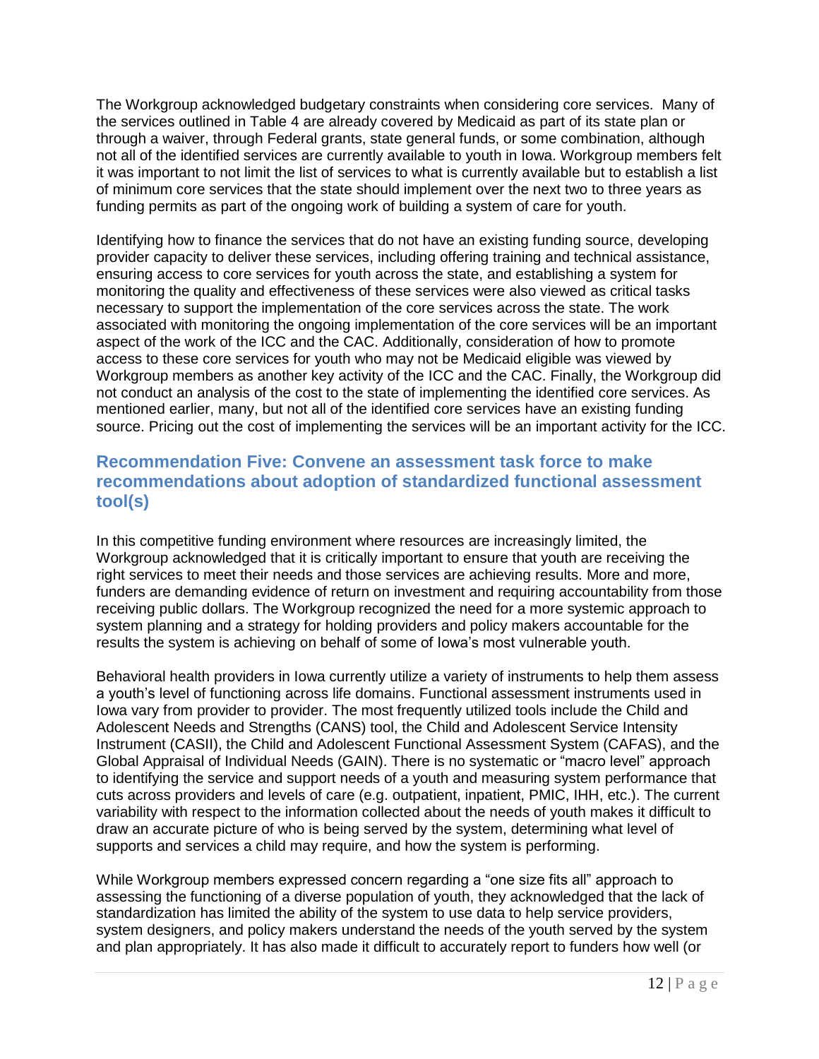The Workgroup acknowledged budgetary constraints when considering core services. Many of the services outlined in Table 4 are already covered by Medicaid as part of its state plan or through a waiver, through Federal grants, state general funds, or some combination, although not all of the identified services are currently available to youth in Iowa. Workgroup members felt it was important to not limit the list of services to what is currently available but to establish a list of minimum core services that the state should implement over the next two to three years as funding permits as part of the ongoing work of building a system of care for youth.

Identifying how to finance the services that do not have an existing funding source, developing provider capacity to deliver these services, including offering training and technical assistance, ensuring access to core services for youth across the state, and establishing a system for monitoring the quality and effectiveness of these services were also viewed as critical tasks necessary to support the implementation of the core services across the state. The work associated with monitoring the ongoing implementation of the core services will be an important aspect of the work of the ICC and the CAC. Additionally, consideration of how to promote access to these core services for youth who may not be Medicaid eligible was viewed by Workgroup members as another key activity of the ICC and the CAC. Finally, the Workgroup did not conduct an analysis of the cost to the state of implementing the identified core services. As mentioned earlier, many, but not all of the identified core services have an existing funding source. Pricing out the cost of implementing the services will be an important activity for the ICC.

## Recommendation Five: Convene an assessment task force to make recommendations about adoption of standardized functional assessment tool(s)

In this competitive funding environment where resources are increasingly limited, the Workgroup acknowledged that it is critically important to ensure that youth are receiving the right services to meet their needs and those services are achieving results. More and more, funders are demanding evidence of return on investment and requiring accountability from those receiving public dollars. The Workgroup recognized the need for a more systemic approach to system planning and a strategy for holding providers and policy makers accountable for the results the system is achieving on behalf of some of Iowa's most vulnerable youth.

Behavioral health providers in Iowa currently utilize a variety of instruments to help them assess a youth's level of functioning across life domains. Functional assessment instruments used in Iowa vary from provider to provider. The most frequently utilized tools include the Child and Adolescent Needs and Strengths (CANS) tool, the Child and Adolescent Service Intensity Instrument (CASII), the Child and Adolescent Functional Assessment System (CAFAS), and the Global Appraisal of Individual Needs (GAIN). There is no systematic or "macro level" approach to identifying the service and support needs of a youth and measuring system performance that cuts across providers and levels of care (e.g. outpatient, inpatient, PMIC, IHH, etc.). The current variability with respect to the information collected about the needs of youth makes it difficult to draw an accurate picture of who is being served by the system, determining what level of supports and services a child may require, and how the system is performing.

While Workgroup members expressed concern regarding a "one size fits all" approach to assessing the functioning of a diverse population of youth, they acknowledged that the lack of standardization has limited the ability of the system to use data to help service providers, system designers, and policy makers understand the needs of the youth served by the system and plan appropriately. It has also made it difficult to accurately report to funders how well (or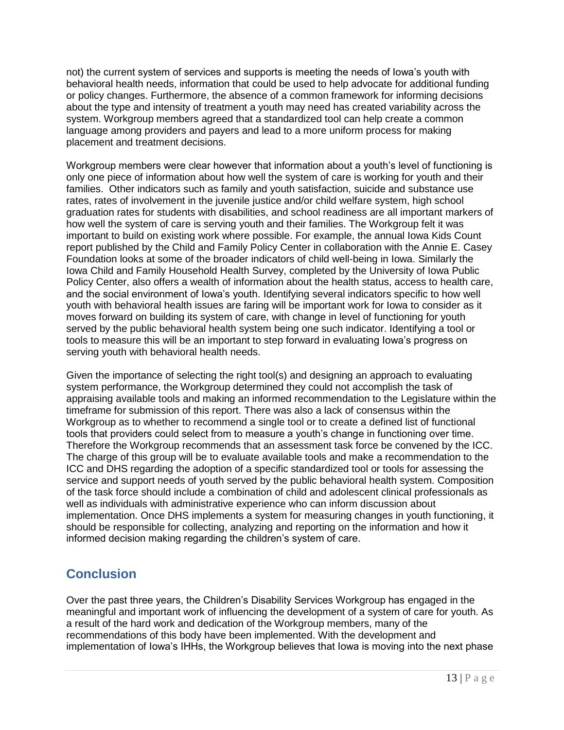not) the current system of services and supports is meeting the needs of Iowa's youth with behavioral health needs, information that could be used to help advocate for additional funding or policy changes. Furthermore, the absence of a common framework for informing decisions about the type and intensity of treatment a youth may need has created variability across the system. Workgroup members agreed that a standardized tool can help create a common language among providers and payers and lead to a more uniform process for making placement and treatment decisions.

Workgroup members were clear however that information about a youth's level of functioning is only one piece of information about how well the system of care is working for youth and their families. Other indicators such as family and youth satisfaction, suicide and substance use rates, rates of involvement in the juvenile justice and/or child welfare system, high school graduation rates for students with disabilities, and school readiness are all important markers of how well the system of care is serving youth and their families. The Workgroup felt it was important to build on existing work where possible. For example, the annual Iowa Kids Count report published by the Child and Family Policy Center in collaboration with the Annie E. Casey Foundation looks at some of the broader indicators of child well-being in Iowa. Similarly the Iowa Child and Family Household Health Survey, completed by the University of Iowa Public Policy Center, also offers a wealth of information about the health status, access to health care, and the social environment of Iowa's youth. Identifying several indicators specific to how well youth with behavioral health issues are faring will be important work for Iowa to consider as it moves forward on building its system of care, with change in level of functioning for youth served by the public behavioral health system being one such indicator. Identifying a tool or tools to measure this will be an important to step forward in evaluating Iowa's progress on serving youth with behavioral health needs.

Given the importance of selecting the right tool(s) and designing an approach to evaluating system performance, the Workgroup determined they could not accomplish the task of appraising available tools and making an informed recommendation to the Legislature within the timeframe for submission of this report. There was also a lack of consensus within the Workgroup as to whether to recommend a single tool or to create a defined list of functional tools that providers could select from to measure a youth's change in functioning over time. Therefore the Workgroup recommends that an assessment task force be convened by the ICC. The charge of this group will be to evaluate available tools and make a recommendation to the ICC and DHS regarding the adoption of a specific standardized tool or tools for assessing the service and support needs of youth served by the public behavioral health system. Composition of the task force should include a combination of child and adolescent clinical professionals as well as individuals with administrative experience who can inform discussion about implementation. Once DHS implements a system for measuring changes in youth functioning, it should be responsible for collecting, analyzing and reporting on the information and how it informed decision making regarding the children's system of care.

## Conclusion

Over the past three years, the Children's Disability Services Workgroup has engaged in the meaningful and important work of influencing the development of a system of care for youth. As a result of the hard work and dedication of the Workgroup members, many of the recommendations of this body have been implemented. With the development and implementation of Iowa's IHHs, the Workgroup believes that Iowa is moving into the next phase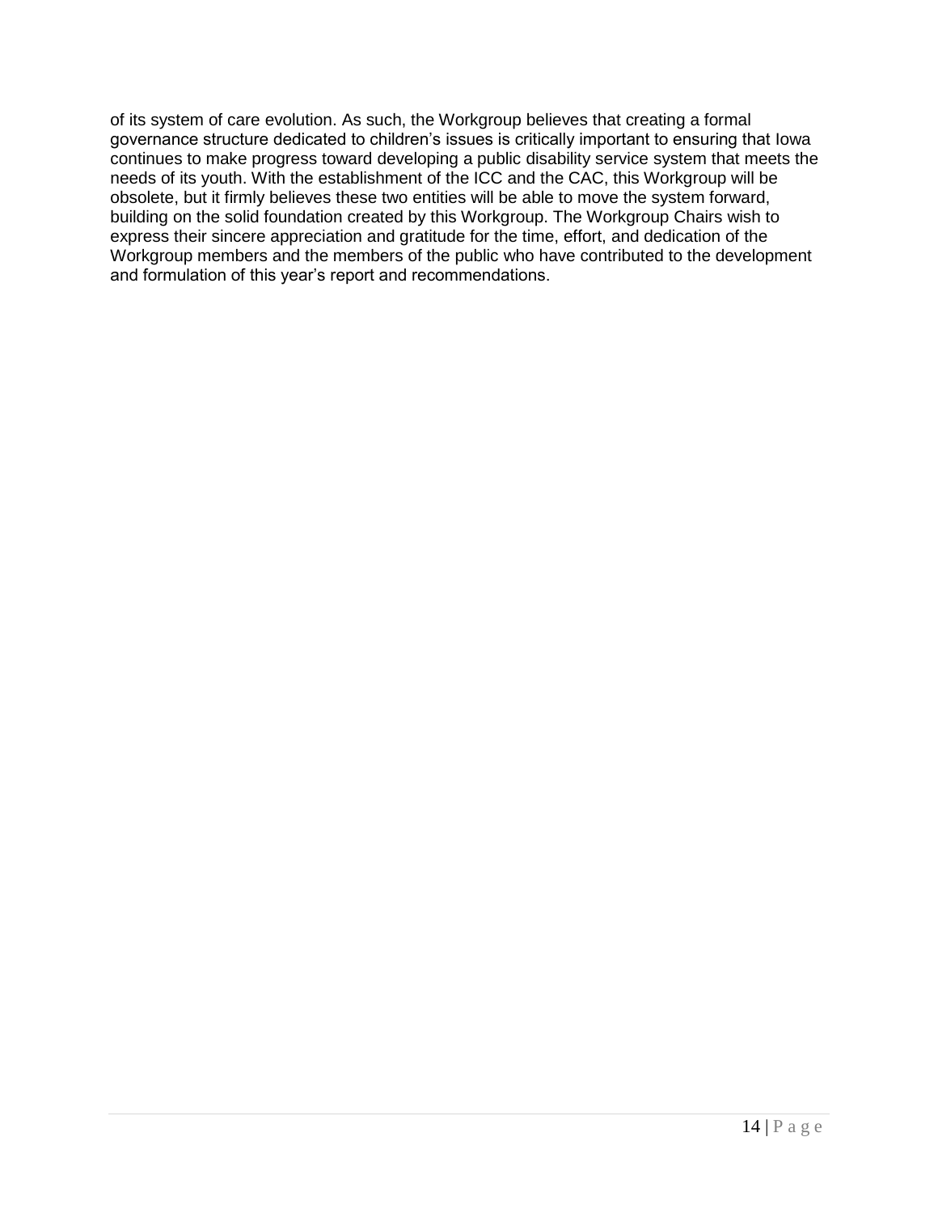of its system of care evolution. As such, the Workgroup believes that creating a formal governance structure dedicated to children's issues is critically important to ensuring that Iowa continues to make progress toward developing a public disability service system that meets the needs of its youth. With the establishment of the ICC and the CAC, this Workgroup will be obsolete, but it firmly believes these two entities will be able to move the system forward, building on the solid foundation created by this Workgroup. The Workgroup Chairs wish to express their sincere appreciation and gratitude for the time, effort, and dedication of the Workgroup members and the members of the public who have contributed to the development and formulation of this year's report and recommendations.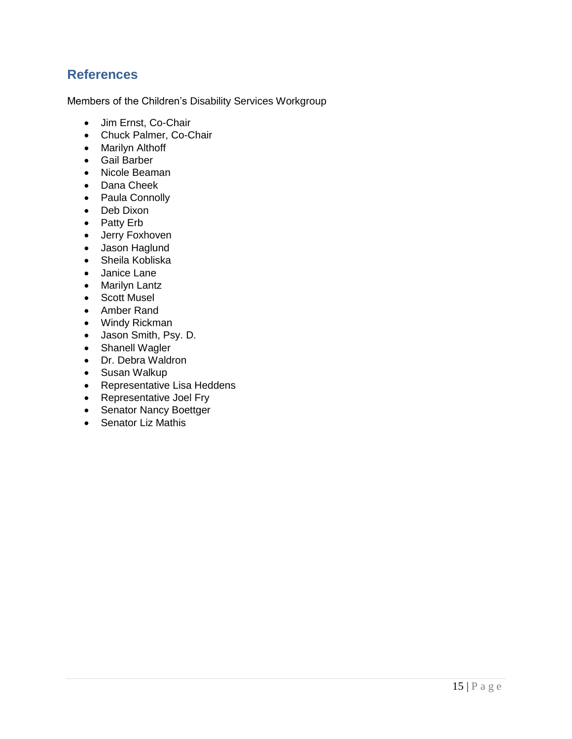## References

Members of the Children's Disability Services Workgroup

- Jim Ernst, Co-Chair
- Chuck Palmer, Co-Chair
- Marilyn Althoff
- Gail Barber
- Nicole Beaman
- Dana Cheek
- Paula Connolly
- Deb Dixon
- Patty Erb
- Jerry Foxhoven
- Jason Haglund
- Sheila Kobliska
- Janice Lane
- Marilyn Lantz
- Scott Musel
- Amber Rand
- Windy Rickman
- Jason Smith, Psy. D.
- Shanell Wagler
- Dr. Debra Waldron
- Susan Walkup
- Representative Lisa Heddens
- Representative Joel Fry
- Senator Nancy Boettger
- Senator Liz Mathis